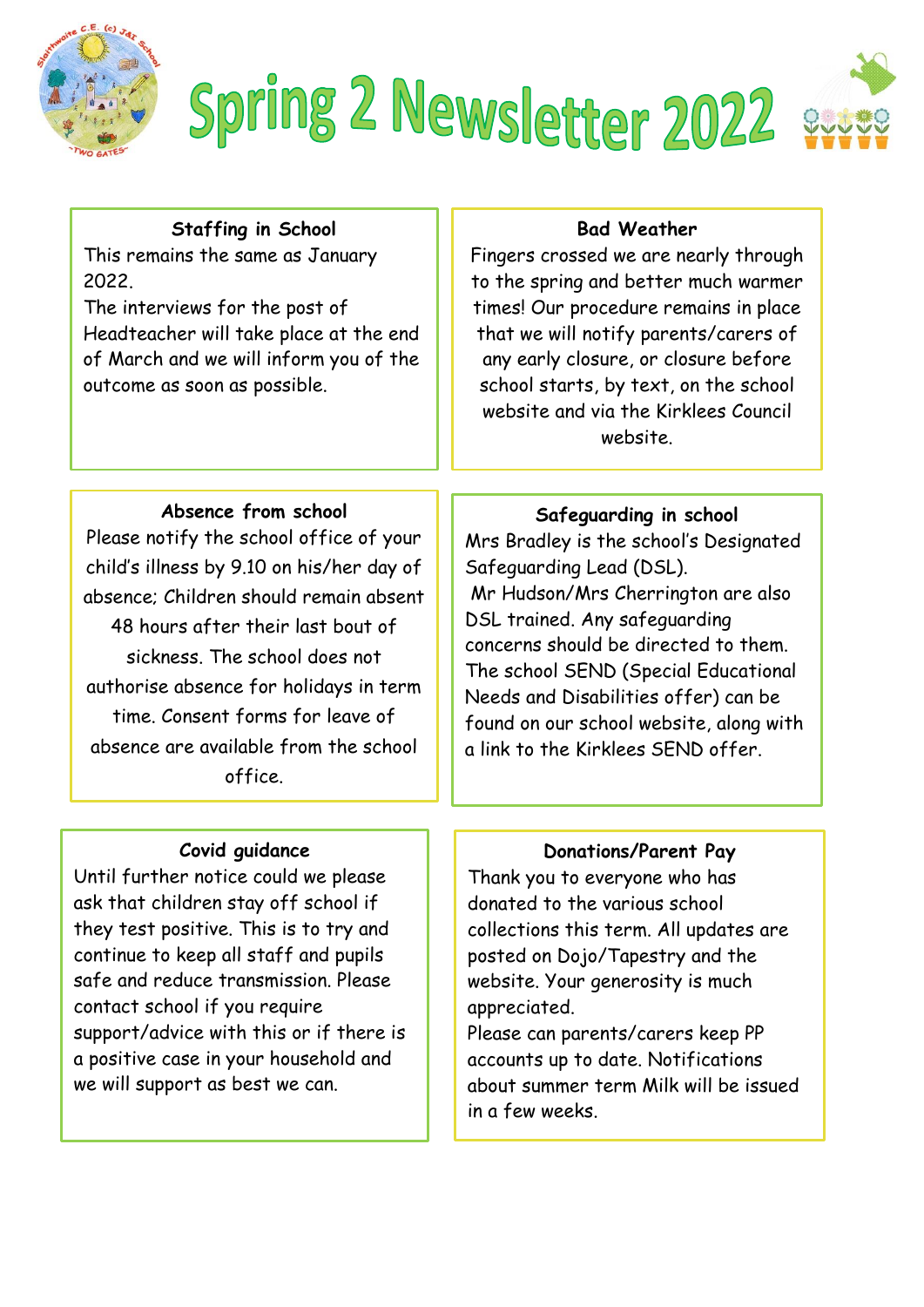# Spring 2 Newsletter 2022

### Staffing in School

This remains the same as January 2022.

The interviews for the post of Headteacher will take place at the end of March and we will inform you of the outcome as soon as possible.

### Bad Weather

Fingers crossed we are nearly through to the spring and better much warmer times! Our procedure remains in place that we will notify parents/carers of any early closure, or closure before school starts, by text, on the school website and via the Kirklees Council website.

### Absence from school

Please notify the school office of your child's illness by 9.10 on his/her day of absence; Children should remain absent 48 hours after their last bout of sickness. The school does not authorise absence for holidays in term time. Consent forms for leave of absence are available from the school office.

### Safeguarding in school

Mrs Bradley is the school's Designated Safeguarding Lead (DSL).

Mr Hudson/Mrs Cherrington are also DSL trained. Any safeguarding concerns should be directed to them. The school SEND (Special Educational Needs and Disabilities offer) can be found on our school website, along with a link to the Kirklees SEND offer.

### Covid guidance

Until further notice could we please ask that children stay off school if they test positive. This is to try and continue to keep all staff and pupils safe and reduce transmission. Please contact school if you require support/advice with this or if there is a positive case in your household and we will support as best we can.

### Donations/Parent Pay

Thank you to everyone who has donated to the various school collections this term. All updates are posted on Dojo/Tapestry and the website. Your generosity is much appreciated.

Please can parents/carers keep PP accounts up to date. Notifications about summer term Milk will be issued in a few weeks.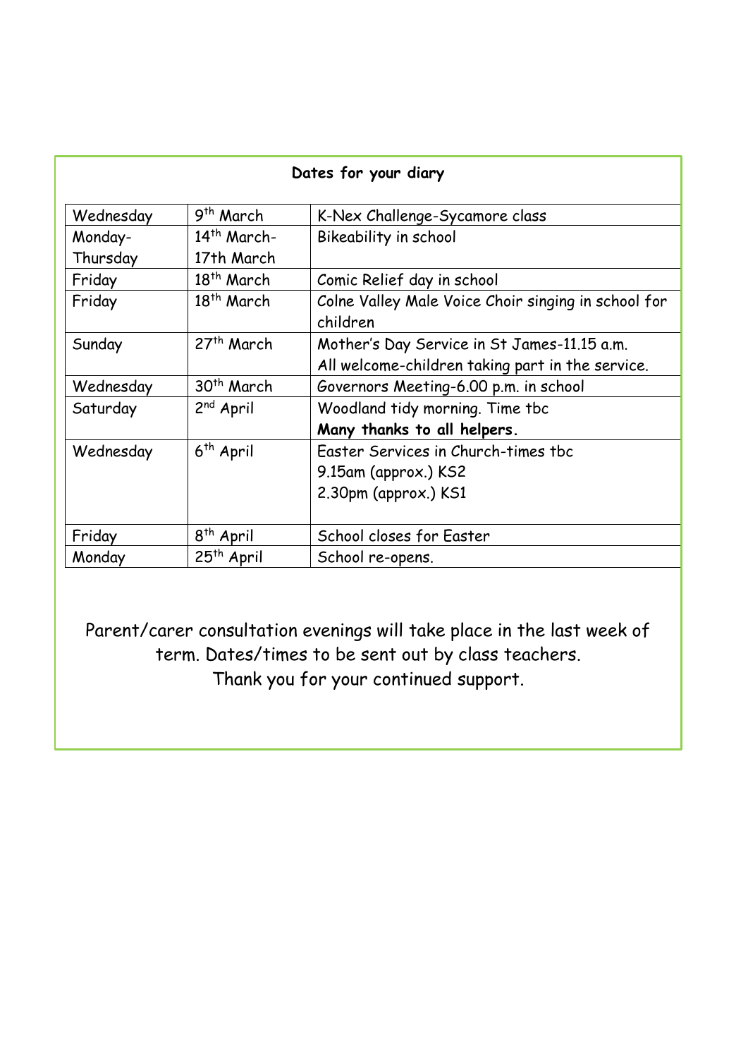**Dates for your diary**

| | | |
|---|---|---|
| Wednesday | 9th March | K-Nex Challenge-Sycamore class |
| Monday-Thursday | 14th March-17th March | Bikeability in school |
| Friday | 18th March | Comic Relief day in school |
| Friday | 18th March | Colne Valley Male Voice Choir singing in school for children |
| Sunday | 27th March | Mother's Day Service in St James-11.15 a.m.<br>All welcome-children taking part in the service. |
| Wednesday | 30th March | Governors Meeting-6.00 p.m. in school |
| Saturday | 2nd April | Woodland tidy morning. Time tbc<br>**Many thanks to all helpers.** |
| Wednesday | 6th April | Easter Services in Church-times tbc<br>9.15am (approx.) KS2<br>2.30pm (approx.) KS1 |
| Friday | 8th April | School closes for Easter |
| Monday | 25th April | School re-opens. |

Parent/carer consultation evenings will take place in the last week of term. Dates/times to be sent out by class teachers.

Thank you for your continued support.